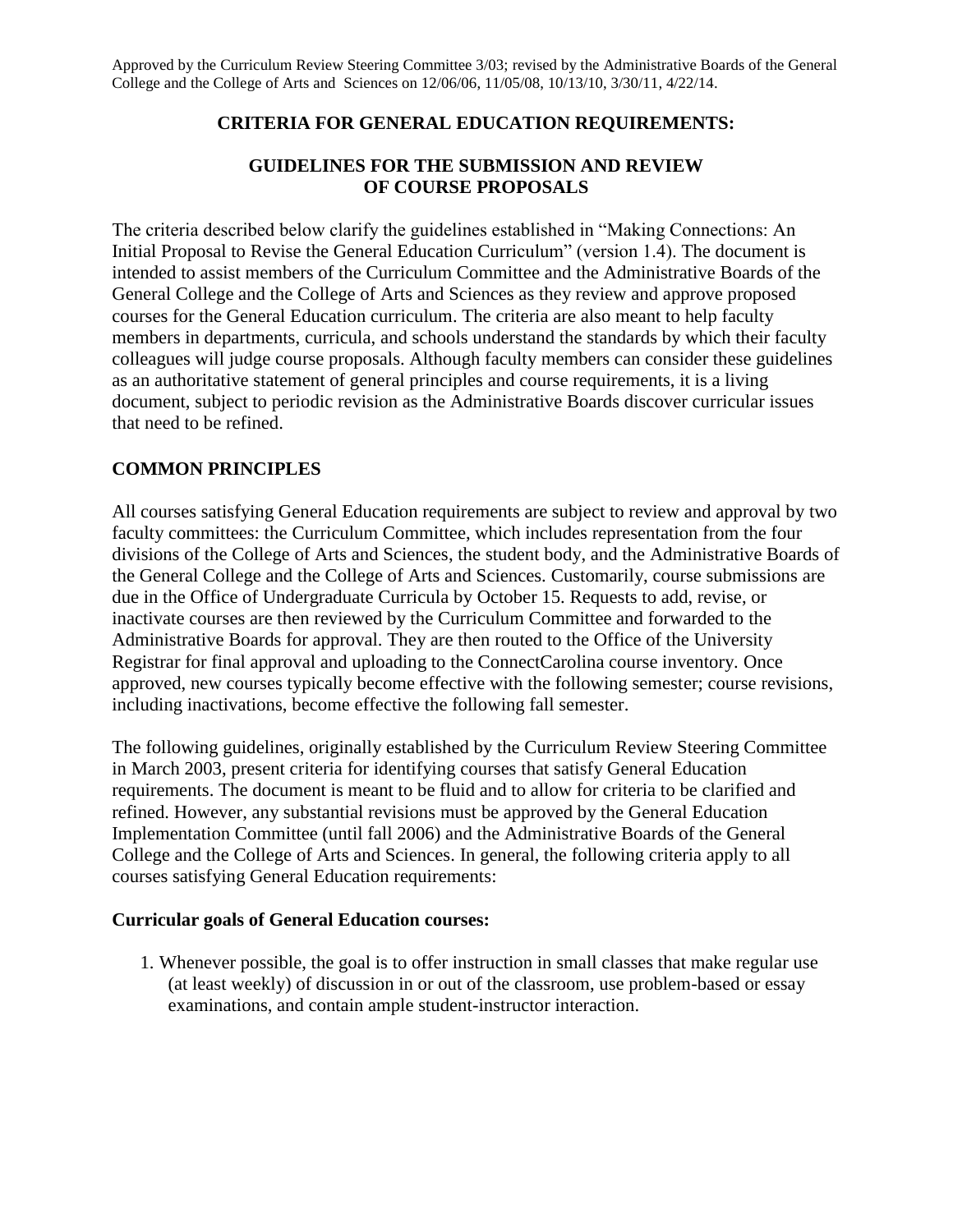Approved by the Curriculum Review Steering Committee 3/03; revised by the Administrative Boards of the General College and the College of Arts and Sciences on 12/06/06, 11/05/08, 10/13/10, 3/30/11, 4/22/14.

# CRITERIA FOR GENERAL EDUCATION REQUIREMENTS:

## GUIDELINES FOR THE SUBMISSION AND REVIEW OF COURSE PROPOSALS

The criteria described below clarify the guidelines established in "Making Connections: An Initial Proposal to Revise the General Education Curriculum" (version 1.4). The document is intended to assist members of the Curriculum Committee and the Administrative Boards of the General College and the College of Arts and Sciences as they review and approve proposed courses for the General Education curriculum. The criteria are also meant to help faculty members in departments, curricula, and schools understand the standards by which their faculty colleagues will judge course proposals. Although faculty members can consider these guidelines as an authoritative statement of general principles and course requirements, it is a living document, subject to periodic revision as the Administrative Boards discover curricular issues that need to be refined.

## COMMON PRINCIPLES

All courses satisfying General Education requirements are subject to review and approval by two faculty committees: the Curriculum Committee, which includes representation from the four divisions of the College of Arts and Sciences, the student body, and the Administrative Boards of the General College and the College of Arts and Sciences. Customarily, course submissions are due in the Office of Undergraduate Curricula by October 15. Requests to add, revise, or inactivate courses are then reviewed by the Curriculum Committee and forwarded to the Administrative Boards for approval. They are then routed to the Office of the University Registrar for final approval and uploading to the ConnectCarolina course inventory. Once approved, new courses typically become effective with the following semester; course revisions, including inactivations, become effective the following fall semester.

The following guidelines, originally established by the Curriculum Review Steering Committee in March 2003, present criteria for identifying courses that satisfy General Education requirements. The document is meant to be fluid and to allow for criteria to be clarified and refined. However, any substantial revisions must be approved by the General Education Implementation Committee (until fall 2006) and the Administrative Boards of the General College and the College of Arts and Sciences. In general, the following criteria apply to all courses satisfying General Education requirements:

### Curricular goals of General Education courses:

1. Whenever possible, the goal is to offer instruction in small classes that make regular use (at least weekly) of discussion in or out of the classroom, use problem-based or essay examinations, and contain ample student-instructor interaction.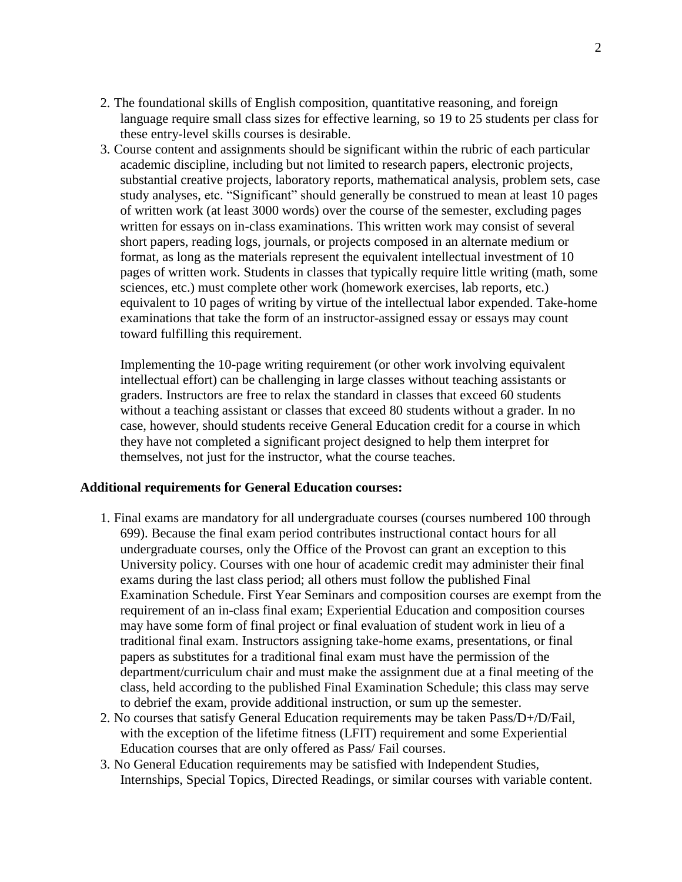2. The foundational skills of English composition, quantitative reasoning, and foreign language require small class sizes for effective learning, so 19 to 25 students per class for these entry-level skills courses is desirable.
3. Course content and assignments should be significant within the rubric of each particular academic discipline, including but not limited to research papers, electronic projects, substantial creative projects, laboratory reports, mathematical analysis, problem sets, case study analyses, etc. "Significant" should generally be construed to mean at least 10 pages of written work (at least 3000 words) over the course of the semester, excluding pages written for essays on in-class examinations. This written work may consist of several short papers, reading logs, journals, or projects composed in an alternate medium or format, as long as the materials represent the equivalent intellectual investment of 10 pages of written work. Students in classes that typically require little writing (math, some sciences, etc.) must complete other work (homework exercises, lab reports, etc.) equivalent to 10 pages of writing by virtue of the intellectual labor expended. Take-home examinations that take the form of an instructor-assigned essay or essays may count toward fulfilling this requirement.

   Implementing the 10-page writing requirement (or other work involving equivalent intellectual effort) can be challenging in large classes without teaching assistants or graders. Instructors are free to relax the standard in classes that exceed 60 students without a teaching assistant or classes that exceed 80 students without a grader. In no case, however, should students receive General Education credit for a course in which they have not completed a significant project designed to help them interpret for themselves, not just for the instructor, what the course teaches.

**Additional requirements for General Education courses:**

1. Final exams are mandatory for all undergraduate courses (courses numbered 100 through 699). Because the final exam period contributes instructional contact hours for all undergraduate courses, only the Office of the Provost can grant an exception to this University policy. Courses with one hour of academic credit may administer their final exams during the last class period; all others must follow the published Final Examination Schedule. First Year Seminars and composition courses are exempt from the requirement of an in-class final exam; Experiential Education and composition courses may have some form of final project or final evaluation of student work in lieu of a traditional final exam. Instructors assigning take-home exams, presentations, or final papers as substitutes for a traditional final exam must have the permission of the department/curriculum chair and must make the assignment due at a final meeting of the class, held according to the published Final Examination Schedule; this class may serve to debrief the exam, provide additional instruction, or sum up the semester.
2. No courses that satisfy General Education requirements may be taken Pass/D+/D/Fail, with the exception of the lifetime fitness (LFIT) requirement and some Experiential Education courses that are only offered as Pass/ Fail courses.
3. No General Education requirements may be satisfied with Independent Studies, Internships, Special Topics, Directed Readings, or similar courses with variable content.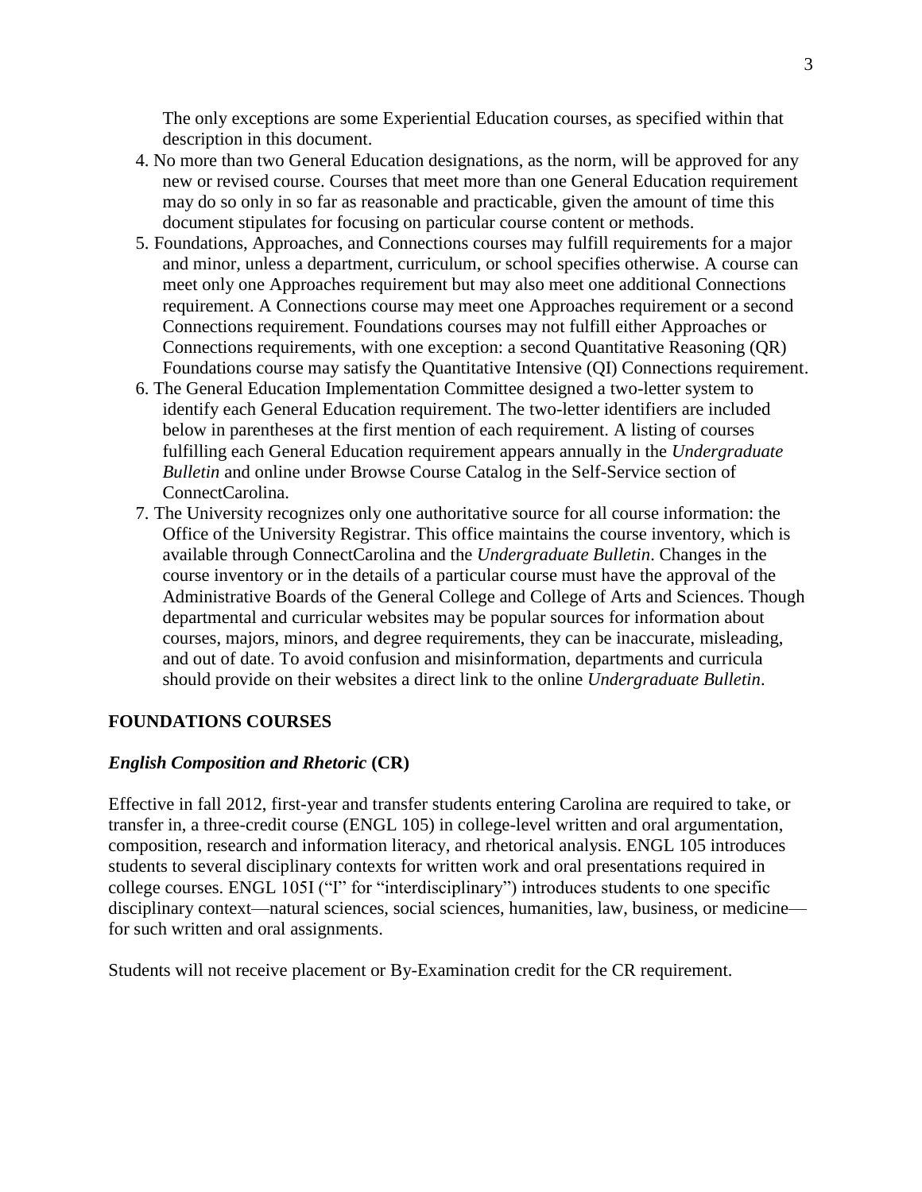The only exceptions are some Experiential Education courses, as specified within that description in this document.

4. No more than two General Education designations, as the norm, will be approved for any new or revised course. Courses that meet more than one General Education requirement may do so only in so far as reasonable and practicable, given the amount of time this document stipulates for focusing on particular course content or methods.
5. Foundations, Approaches, and Connections courses may fulfill requirements for a major and minor, unless a department, curriculum, or school specifies otherwise. A course can meet only one Approaches requirement but may also meet one additional Connections requirement. A Connections course may meet one Approaches requirement or a second Connections requirement. Foundations courses may not fulfill either Approaches or Connections requirements, with one exception: a second Quantitative Reasoning (QR) Foundations course may satisfy the Quantitative Intensive (QI) Connections requirement.
6. The General Education Implementation Committee designed a two-letter system to identify each General Education requirement. The two-letter identifiers are included below in parentheses at the first mention of each requirement. A listing of courses fulfilling each General Education requirement appears annually in the *Undergraduate Bulletin* and online under Browse Course Catalog in the Self-Service section of ConnectCarolina.
7. The University recognizes only one authoritative source for all course information: the Office of the University Registrar. This office maintains the course inventory, which is available through ConnectCarolina and the *Undergraduate Bulletin*. Changes in the course inventory or in the details of a particular course must have the approval of the Administrative Boards of the General College and College of Arts and Sciences. Though departmental and curricular websites may be popular sources for information about courses, majors, minors, and degree requirements, they can be inaccurate, misleading, and out of date. To avoid confusion and misinformation, departments and curricula should provide on their websites a direct link to the online *Undergraduate Bulletin*.

## FOUNDATIONS COURSES

### *English Composition and Rhetoric* (CR)

Effective in fall 2012, first-year and transfer students entering Carolina are required to take, or transfer in, a three-credit course (ENGL 105) in college-level written and oral argumentation, composition, research and information literacy, and rhetorical analysis. ENGL 105 introduces students to several disciplinary contexts for written work and oral presentations required in college courses. ENGL 105I ("I" for "interdisciplinary") introduces students to one specific disciplinary context—natural sciences, social sciences, humanities, law, business, or medicine—for such written and oral assignments.

Students will not receive placement or By-Examination credit for the CR requirement.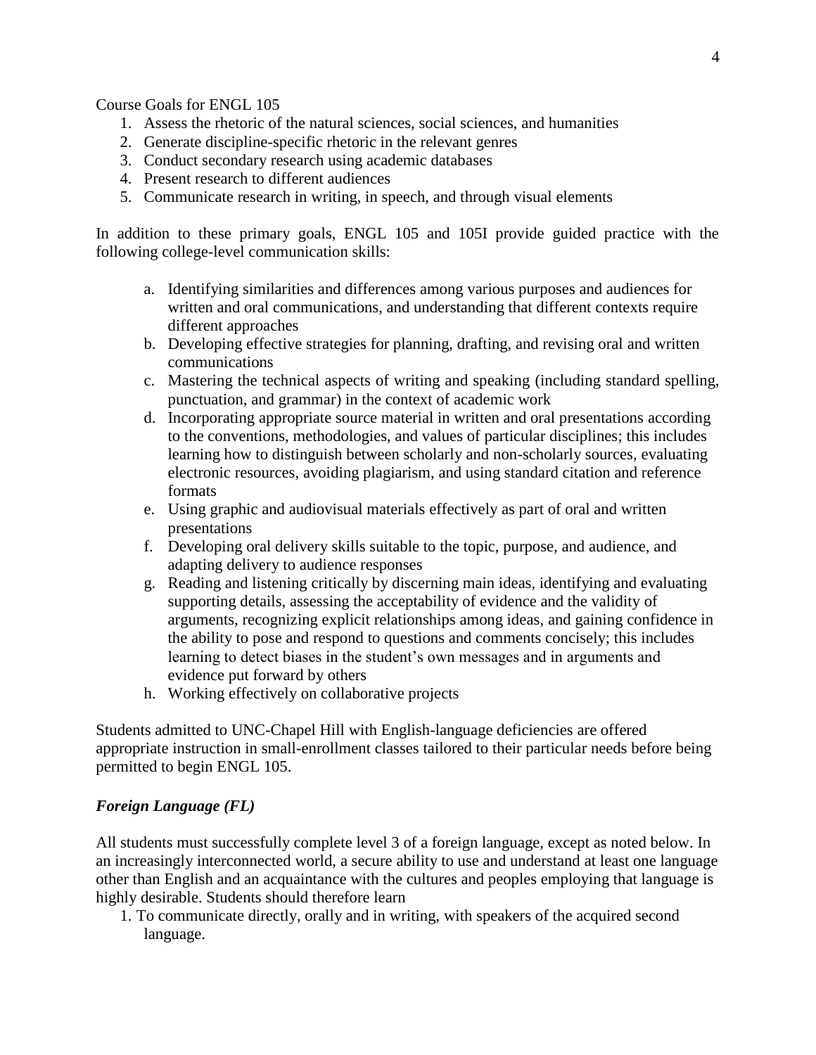Course Goals for ENGL 105

1. Assess the rhetoric of the natural sciences, social sciences, and humanities
2. Generate discipline-specific rhetoric in the relevant genres
3. Conduct secondary research using academic databases
4. Present research to different audiences
5. Communicate research in writing, in speech, and through visual elements

In addition to these primary goals, ENGL 105 and 105I provide guided practice with the following college-level communication skills:

a. Identifying similarities and differences among various purposes and audiences for written and oral communications, and understanding that different contexts require different approaches
b. Developing effective strategies for planning, drafting, and revising oral and written communications
c. Mastering the technical aspects of writing and speaking (including standard spelling, punctuation, and grammar) in the context of academic work
d. Incorporating appropriate source material in written and oral presentations according to the conventions, methodologies, and values of particular disciplines; this includes learning how to distinguish between scholarly and non-scholarly sources, evaluating electronic resources, avoiding plagiarism, and using standard citation and reference formats
e. Using graphic and audiovisual materials effectively as part of oral and written presentations
f. Developing oral delivery skills suitable to the topic, purpose, and audience, and adapting delivery to audience responses
g. Reading and listening critically by discerning main ideas, identifying and evaluating supporting details, assessing the acceptability of evidence and the validity of arguments, recognizing explicit relationships among ideas, and gaining confidence in the ability to pose and respond to questions and comments concisely; this includes learning to detect biases in the student's own messages and in arguments and evidence put forward by others
h. Working effectively on collaborative projects

Students admitted to UNC-Chapel Hill with English-language deficiencies are offered appropriate instruction in small-enrollment classes tailored to their particular needs before being permitted to begin ENGL 105.

### *Foreign Language (FL)*

All students must successfully complete level 3 of a foreign language, except as noted below. In an increasingly interconnected world, a secure ability to use and understand at least one language other than English and an acquaintance with the cultures and peoples employing that language is highly desirable. Students should therefore learn

1. To communicate directly, orally and in writing, with speakers of the acquired second language.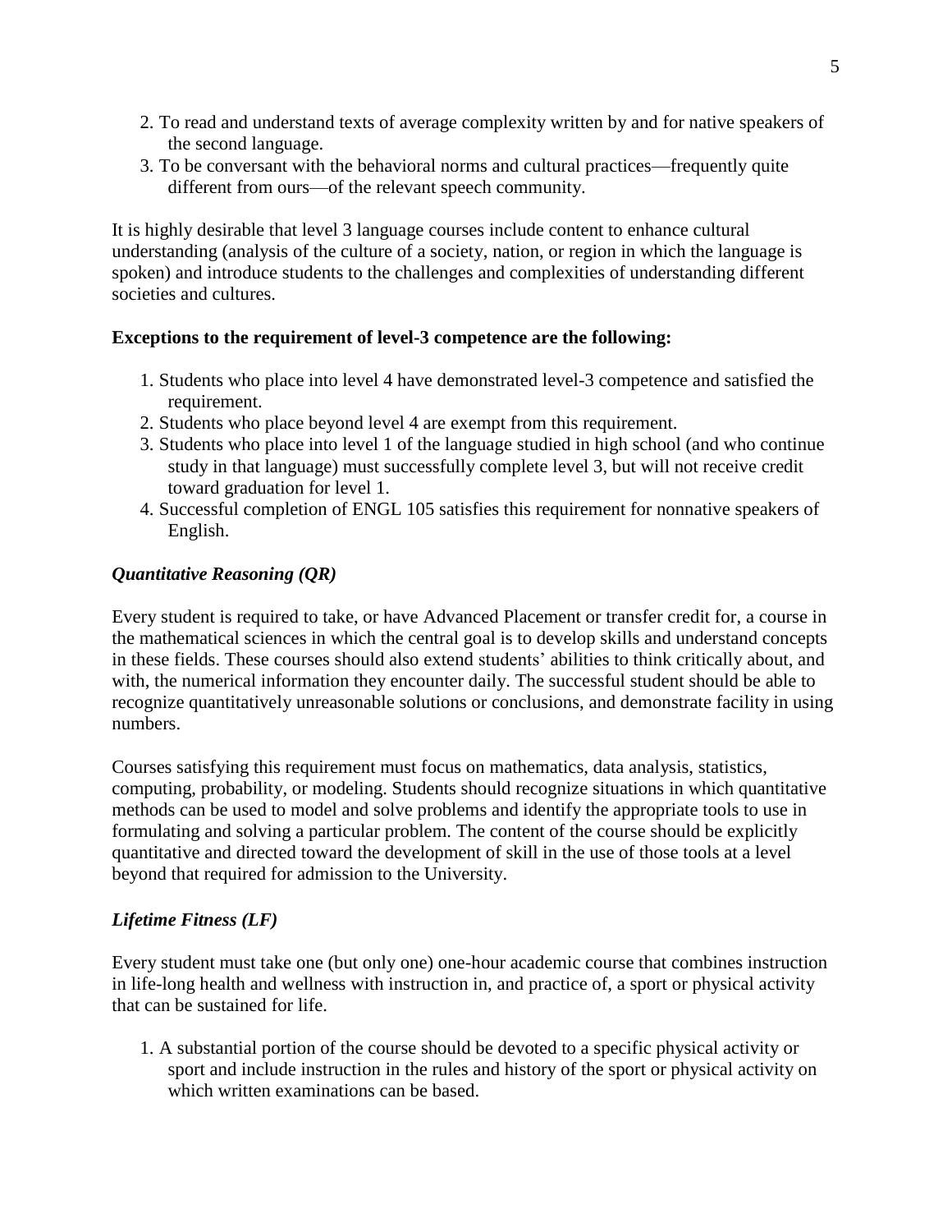2. To read and understand texts of average complexity written by and for native speakers of the second language.
3. To be conversant with the behavioral norms and cultural practices—frequently quite different from ours—of the relevant speech community.

It is highly desirable that level 3 language courses include content to enhance cultural understanding (analysis of the culture of a society, nation, or region in which the language is spoken) and introduce students to the challenges and complexities of understanding different societies and cultures.

**Exceptions to the requirement of level-3 competence are the following:**

1. Students who place into level 4 have demonstrated level-3 competence and satisfied the requirement.
2. Students who place beyond level 4 are exempt from this requirement.
3. Students who place into level 1 of the language studied in high school (and who continue study in that language) must successfully complete level 3, but will not receive credit toward graduation for level 1.
4. Successful completion of ENGL 105 satisfies this requirement for nonnative speakers of English.

### *Quantitative Reasoning (QR)*

Every student is required to take, or have Advanced Placement or transfer credit for, a course in the mathematical sciences in which the central goal is to develop skills and understand concepts in these fields. These courses should also extend students' abilities to think critically about, and with, the numerical information they encounter daily. The successful student should be able to recognize quantitatively unreasonable solutions or conclusions, and demonstrate facility in using numbers.

Courses satisfying this requirement must focus on mathematics, data analysis, statistics, computing, probability, or modeling. Students should recognize situations in which quantitative methods can be used to model and solve problems and identify the appropriate tools to use in formulating and solving a particular problem. The content of the course should be explicitly quantitative and directed toward the development of skill in the use of those tools at a level beyond that required for admission to the University.

### *Lifetime Fitness (LF)*

Every student must take one (but only one) one-hour academic course that combines instruction in life-long health and wellness with instruction in, and practice of, a sport or physical activity that can be sustained for life.

1. A substantial portion of the course should be devoted to a specific physical activity or sport and include instruction in the rules and history of the sport or physical activity on which written examinations can be based.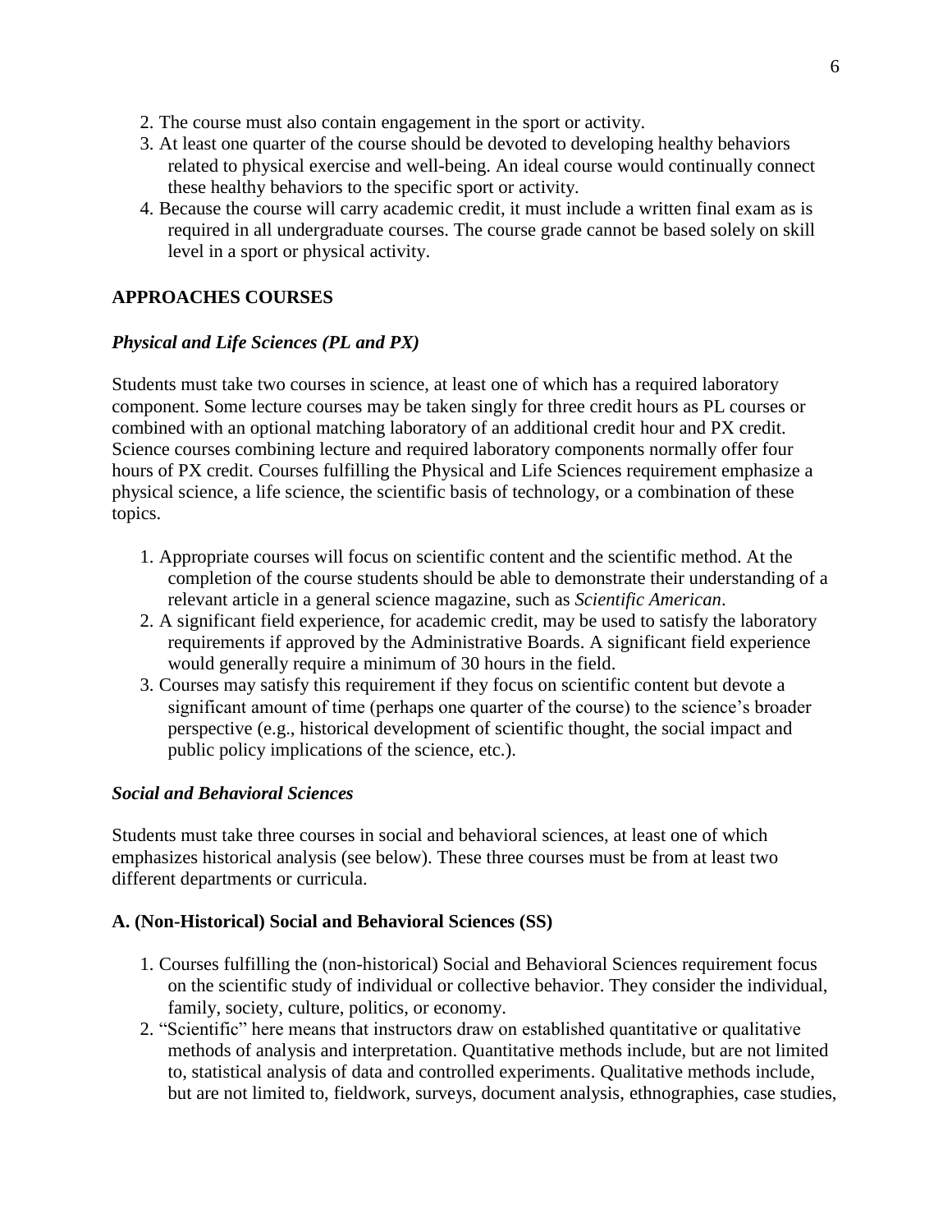2. The course must also contain engagement in the sport or activity.
3. At least one quarter of the course should be devoted to developing healthy behaviors related to physical exercise and well-being. An ideal course would continually connect these healthy behaviors to the specific sport or activity.
4. Because the course will carry academic credit, it must include a written final exam as is required in all undergraduate courses. The course grade cannot be based solely on skill level in a sport or physical activity.

## APPROACHES COURSES

### *Physical and Life Sciences (PL and PX)*

Students must take two courses in science, at least one of which has a required laboratory component. Some lecture courses may be taken singly for three credit hours as PL courses or combined with an optional matching laboratory of an additional credit hour and PX credit. Science courses combining lecture and required laboratory components normally offer four hours of PX credit. Courses fulfilling the Physical and Life Sciences requirement emphasize a physical science, a life science, the scientific basis of technology, or a combination of these topics.

1. Appropriate courses will focus on scientific content and the scientific method. At the completion of the course students should be able to demonstrate their understanding of a relevant article in a general science magazine, such as *Scientific American*.
2. A significant field experience, for academic credit, may be used to satisfy the laboratory requirements if approved by the Administrative Boards. A significant field experience would generally require a minimum of 30 hours in the field.
3. Courses may satisfy this requirement if they focus on scientific content but devote a significant amount of time (perhaps one quarter of the course) to the science's broader perspective (e.g., historical development of scientific thought, the social impact and public policy implications of the science, etc.).

### *Social and Behavioral Sciences*

Students must take three courses in social and behavioral sciences, at least one of which emphasizes historical analysis (see below). These three courses must be from at least two different departments or curricula.

#### A. (Non-Historical) Social and Behavioral Sciences (SS)

1. Courses fulfilling the (non-historical) Social and Behavioral Sciences requirement focus on the scientific study of individual or collective behavior. They consider the individual, family, society, culture, politics, or economy.
2. "Scientific" here means that instructors draw on established quantitative or qualitative methods of analysis and interpretation. Quantitative methods include, but are not limited to, statistical analysis of data and controlled experiments. Qualitative methods include, but are not limited to, fieldwork, surveys, document analysis, ethnographies, case studies,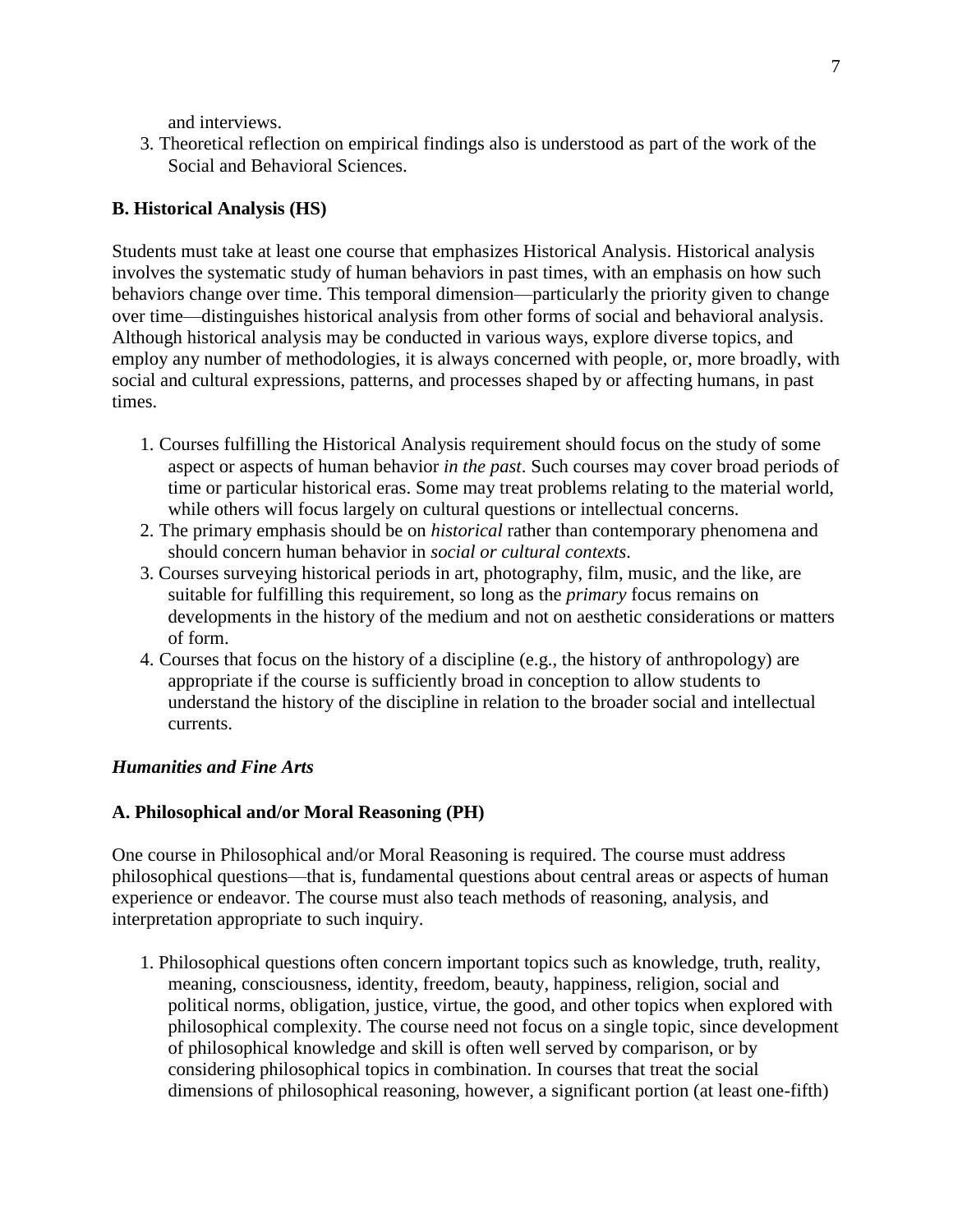and interviews.

3. Theoretical reflection on empirical findings also is understood as part of the work of the Social and Behavioral Sciences.

**B. Historical Analysis (HS)**

Students must take at least one course that emphasizes Historical Analysis. Historical analysis involves the systematic study of human behaviors in past times, with an emphasis on how such behaviors change over time. This temporal dimension—particularly the priority given to change over time—distinguishes historical analysis from other forms of social and behavioral analysis. Although historical analysis may be conducted in various ways, explore diverse topics, and employ any number of methodologies, it is always concerned with people, or, more broadly, with social and cultural expressions, patterns, and processes shaped by or affecting humans, in past times.

1. Courses fulfilling the Historical Analysis requirement should focus on the study of some aspect or aspects of human behavior *in the past*. Such courses may cover broad periods of time or particular historical eras. Some may treat problems relating to the material world, while others will focus largely on cultural questions or intellectual concerns.
2. The primary emphasis should be on *historical* rather than contemporary phenomena and should concern human behavior in *social or cultural contexts*.
3. Courses surveying historical periods in art, photography, film, music, and the like, are suitable for fulfilling this requirement, so long as the *primary* focus remains on developments in the history of the medium and not on aesthetic considerations or matters of form.
4. Courses that focus on the history of a discipline (e.g., the history of anthropology) are appropriate if the course is sufficiently broad in conception to allow students to understand the history of the discipline in relation to the broader social and intellectual currents.

***Humanities and Fine Arts***

**A. Philosophical and/or Moral Reasoning (PH)**

One course in Philosophical and/or Moral Reasoning is required. The course must address philosophical questions—that is, fundamental questions about central areas or aspects of human experience or endeavor. The course must also teach methods of reasoning, analysis, and interpretation appropriate to such inquiry.

1. Philosophical questions often concern important topics such as knowledge, truth, reality, meaning, consciousness, identity, freedom, beauty, happiness, religion, social and political norms, obligation, justice, virtue, the good, and other topics when explored with philosophical complexity. The course need not focus on a single topic, since development of philosophical knowledge and skill is often well served by comparison, or by considering philosophical topics in combination. In courses that treat the social dimensions of philosophical reasoning, however, a significant portion (at least one-fifth)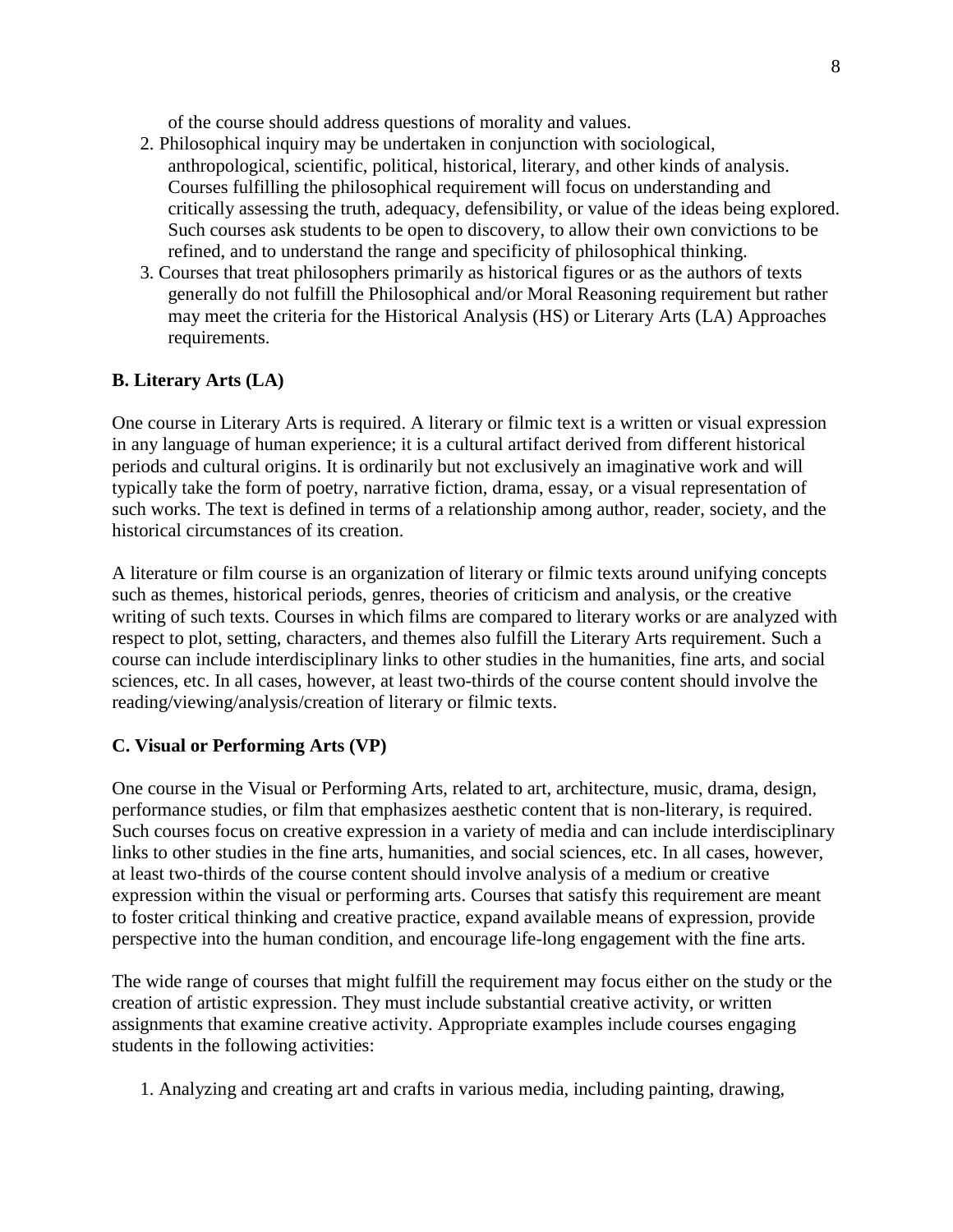of the course should address questions of morality and values.

2. Philosophical inquiry may be undertaken in conjunction with sociological, anthropological, scientific, political, historical, literary, and other kinds of analysis. Courses fulfilling the philosophical requirement will focus on understanding and critically assessing the truth, adequacy, defensibility, or value of the ideas being explored. Such courses ask students to be open to discovery, to allow their own convictions to be refined, and to understand the range and specificity of philosophical thinking.
3. Courses that treat philosophers primarily as historical figures or as the authors of texts generally do not fulfill the Philosophical and/or Moral Reasoning requirement but rather may meet the criteria for the Historical Analysis (HS) or Literary Arts (LA) Approaches requirements.

**B. Literary Arts (LA)**

One course in Literary Arts is required. A literary or filmic text is a written or visual expression in any language of human experience; it is a cultural artifact derived from different historical periods and cultural origins. It is ordinarily but not exclusively an imaginative work and will typically take the form of poetry, narrative fiction, drama, essay, or a visual representation of such works. The text is defined in terms of a relationship among author, reader, society, and the historical circumstances of its creation.

A literature or film course is an organization of literary or filmic texts around unifying concepts such as themes, historical periods, genres, theories of criticism and analysis, or the creative writing of such texts. Courses in which films are compared to literary works or are analyzed with respect to plot, setting, characters, and themes also fulfill the Literary Arts requirement. Such a course can include interdisciplinary links to other studies in the humanities, fine arts, and social sciences, etc. In all cases, however, at least two-thirds of the course content should involve the reading/viewing/analysis/creation of literary or filmic texts.

**C. Visual or Performing Arts (VP)**

One course in the Visual or Performing Arts, related to art, architecture, music, drama, design, performance studies, or film that emphasizes aesthetic content that is non-literary, is required. Such courses focus on creative expression in a variety of media and can include interdisciplinary links to other studies in the fine arts, humanities, and social sciences, etc. In all cases, however, at least two-thirds of the course content should involve analysis of a medium or creative expression within the visual or performing arts. Courses that satisfy this requirement are meant to foster critical thinking and creative practice, expand available means of expression, provide perspective into the human condition, and encourage life-long engagement with the fine arts.

The wide range of courses that might fulfill the requirement may focus either on the study or the creation of artistic expression. They must include substantial creative activity, or written assignments that examine creative activity. Appropriate examples include courses engaging students in the following activities:

1. Analyzing and creating art and crafts in various media, including painting, drawing,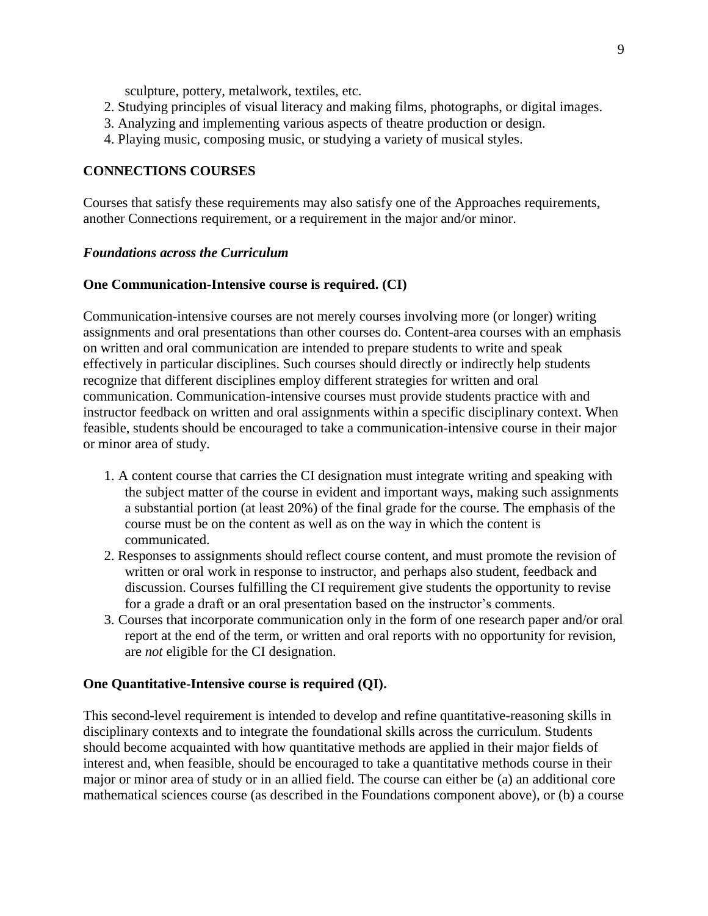sculpture, pottery, metalwork, textiles, etc.

2. Studying principles of visual literacy and making films, photographs, or digital images.
3. Analyzing and implementing various aspects of theatre production or design.
4. Playing music, composing music, or studying a variety of musical styles.

## CONNECTIONS COURSES

Courses that satisfy these requirements may also satisfy one of the Approaches requirements, another Connections requirement, or a requirement in the major and/or minor.

### *Foundations across the Curriculum*

**One Communication-Intensive course is required. (CI)**

Communication-intensive courses are not merely courses involving more (or longer) writing assignments and oral presentations than other courses do. Content-area courses with an emphasis on written and oral communication are intended to prepare students to write and speak effectively in particular disciplines. Such courses should directly or indirectly help students recognize that different disciplines employ different strategies for written and oral communication. Communication-intensive courses must provide students practice with and instructor feedback on written and oral assignments within a specific disciplinary context. When feasible, students should be encouraged to take a communication-intensive course in their major or minor area of study.

1. A content course that carries the CI designation must integrate writing and speaking with the subject matter of the course in evident and important ways, making such assignments a substantial portion (at least 20%) of the final grade for the course. The emphasis of the course must be on the content as well as on the way in which the content is communicated.
2. Responses to assignments should reflect course content, and must promote the revision of written or oral work in response to instructor, and perhaps also student, feedback and discussion. Courses fulfilling the CI requirement give students the opportunity to revise for a grade a draft or an oral presentation based on the instructor's comments.
3. Courses that incorporate communication only in the form of one research paper and/or oral report at the end of the term, or written and oral reports with no opportunity for revision, are *not* eligible for the CI designation.

**One Quantitative-Intensive course is required (QI).**

This second-level requirement is intended to develop and refine quantitative-reasoning skills in disciplinary contexts and to integrate the foundational skills across the curriculum. Students should become acquainted with how quantitative methods are applied in their major fields of interest and, when feasible, should be encouraged to take a quantitative methods course in their major or minor area of study or in an allied field. The course can either be (a) an additional core mathematical sciences course (as described in the Foundations component above), or (b) a course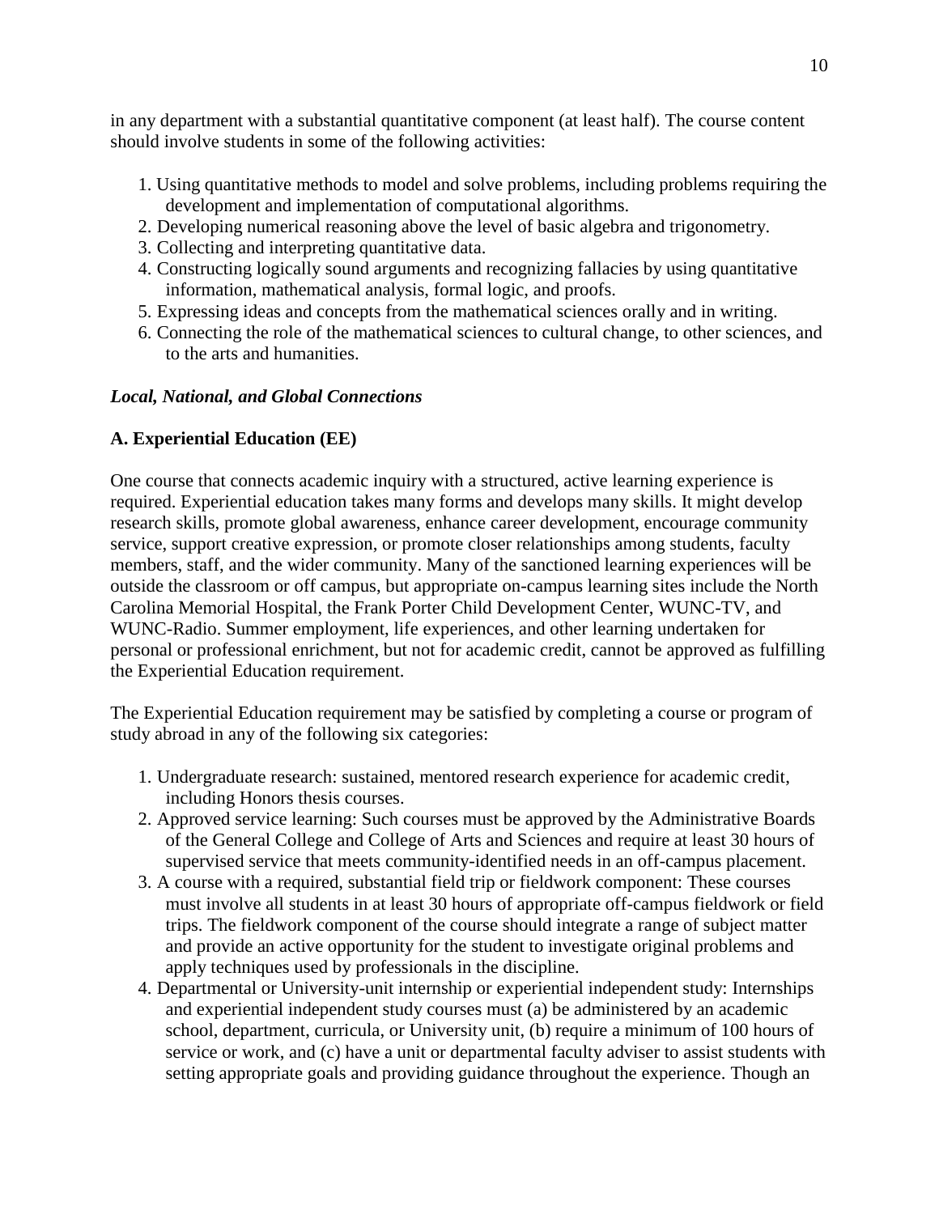in any department with a substantial quantitative component (at least half). The course content should involve students in some of the following activities:

1. Using quantitative methods to model and solve problems, including problems requiring the development and implementation of computational algorithms.
2. Developing numerical reasoning above the level of basic algebra and trigonometry.
3. Collecting and interpreting quantitative data.
4. Constructing logically sound arguments and recognizing fallacies by using quantitative information, mathematical analysis, formal logic, and proofs.
5. Expressing ideas and concepts from the mathematical sciences orally and in writing.
6. Connecting the role of the mathematical sciences to cultural change, to other sciences, and to the arts and humanities.

***Local, National, and Global Connections***

**A. Experiential Education (EE)**

One course that connects academic inquiry with a structured, active learning experience is required. Experiential education takes many forms and develops many skills. It might develop research skills, promote global awareness, enhance career development, encourage community service, support creative expression, or promote closer relationships among students, faculty members, staff, and the wider community. Many of the sanctioned learning experiences will be outside the classroom or off campus, but appropriate on-campus learning sites include the North Carolina Memorial Hospital, the Frank Porter Child Development Center, WUNC-TV, and WUNC-Radio. Summer employment, life experiences, and other learning undertaken for personal or professional enrichment, but not for academic credit, cannot be approved as fulfilling the Experiential Education requirement.

The Experiential Education requirement may be satisfied by completing a course or program of study abroad in any of the following six categories:

1. Undergraduate research: sustained, mentored research experience for academic credit, including Honors thesis courses.
2. Approved service learning: Such courses must be approved by the Administrative Boards of the General College and College of Arts and Sciences and require at least 30 hours of supervised service that meets community-identified needs in an off-campus placement.
3. A course with a required, substantial field trip or fieldwork component: These courses must involve all students in at least 30 hours of appropriate off-campus fieldwork or field trips. The fieldwork component of the course should integrate a range of subject matter and provide an active opportunity for the student to investigate original problems and apply techniques used by professionals in the discipline.
4. Departmental or University-unit internship or experiential independent study: Internships and experiential independent study courses must (a) be administered by an academic school, department, curricula, or University unit, (b) require a minimum of 100 hours of service or work, and (c) have a unit or departmental faculty adviser to assist students with setting appropriate goals and providing guidance throughout the experience. Though an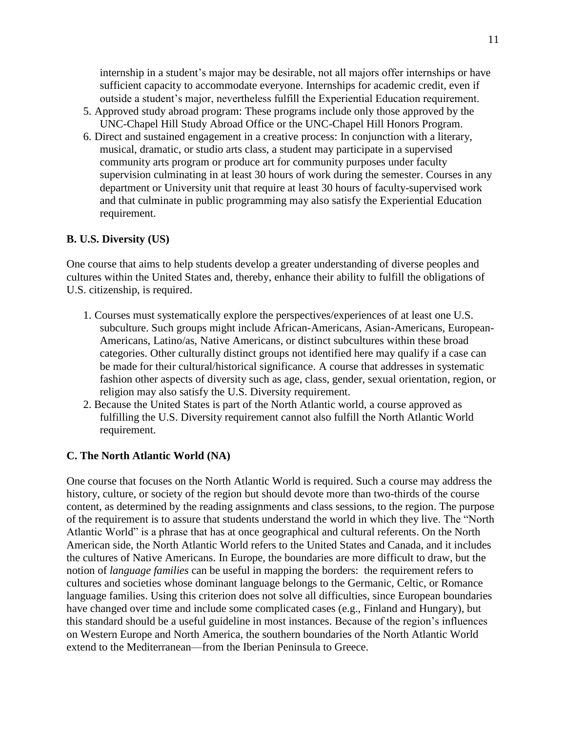internship in a student's major may be desirable, not all majors offer internships or have sufficient capacity to accommodate everyone. Internships for academic credit, even if outside a student's major, nevertheless fulfill the Experiential Education requirement.

5. Approved study abroad program: These programs include only those approved by the UNC-Chapel Hill Study Abroad Office or the UNC-Chapel Hill Honors Program.
6. Direct and sustained engagement in a creative process: In conjunction with a literary, musical, dramatic, or studio arts class, a student may participate in a supervised community arts program or produce art for community purposes under faculty supervision culminating in at least 30 hours of work during the semester. Courses in any department or University unit that require at least 30 hours of faculty-supervised work and that culminate in public programming may also satisfy the Experiential Education requirement.

### B. U.S. Diversity (US)

One course that aims to help students develop a greater understanding of diverse peoples and cultures within the United States and, thereby, enhance their ability to fulfill the obligations of U.S. citizenship, is required.

1. Courses must systematically explore the perspectives/experiences of at least one U.S. subculture. Such groups might include African-Americans, Asian-Americans, European-Americans, Latino/as, Native Americans, or distinct subcultures within these broad categories. Other culturally distinct groups not identified here may qualify if a case can be made for their cultural/historical significance. A course that addresses in systematic fashion other aspects of diversity such as age, class, gender, sexual orientation, region, or religion may also satisfy the U.S. Diversity requirement.
2. Because the United States is part of the North Atlantic world, a course approved as fulfilling the U.S. Diversity requirement cannot also fulfill the North Atlantic World requirement.

### C. The North Atlantic World (NA)

One course that focuses on the North Atlantic World is required. Such a course may address the history, culture, or society of the region but should devote more than two-thirds of the course content, as determined by the reading assignments and class sessions, to the region. The purpose of the requirement is to assure that students understand the world in which they live. The "North Atlantic World" is a phrase that has at once geographical and cultural referents. On the North American side, the North Atlantic World refers to the United States and Canada, and it includes the cultures of Native Americans. In Europe, the boundaries are more difficult to draw, but the notion of *language families* can be useful in mapping the borders: the requirement refers to cultures and societies whose dominant language belongs to the Germanic, Celtic, or Romance language families. Using this criterion does not solve all difficulties, since European boundaries have changed over time and include some complicated cases (e.g., Finland and Hungary), but this standard should be a useful guideline in most instances. Because of the region's influences on Western Europe and North America, the southern boundaries of the North Atlantic World extend to the Mediterranean—from the Iberian Peninsula to Greece.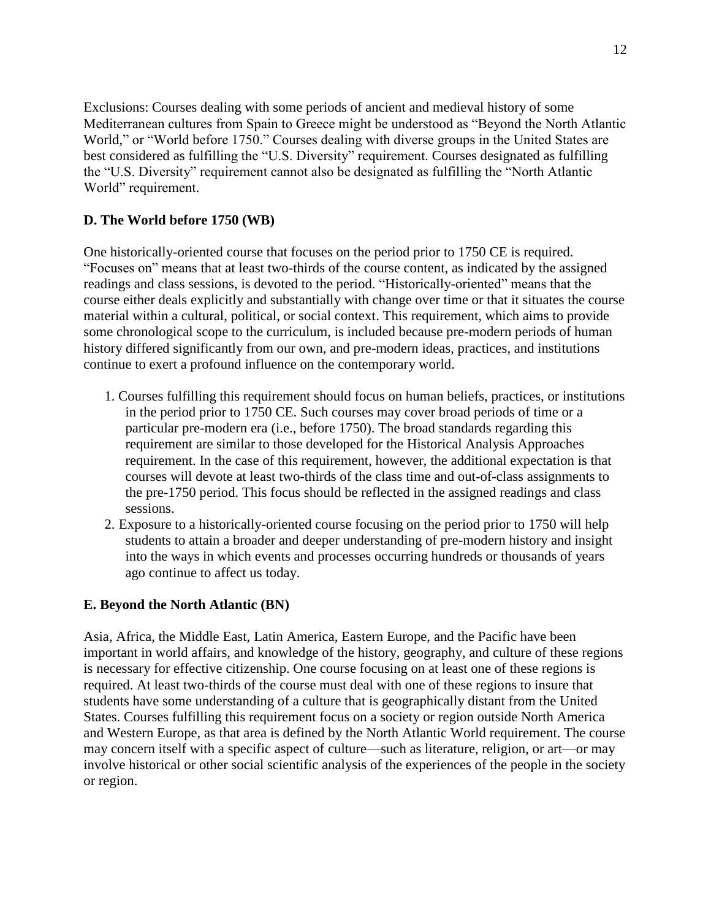Exclusions: Courses dealing with some periods of ancient and medieval history of some Mediterranean cultures from Spain to Greece might be understood as "Beyond the North Atlantic World," or "World before 1750." Courses dealing with diverse groups in the United States are best considered as fulfilling the "U.S. Diversity" requirement. Courses designated as fulfilling the "U.S. Diversity" requirement cannot also be designated as fulfilling the "North Atlantic World" requirement.

**D. The World before 1750 (WB)**

One historically-oriented course that focuses on the period prior to 1750 CE is required. "Focuses on" means that at least two-thirds of the course content, as indicated by the assigned readings and class sessions, is devoted to the period. "Historically-oriented" means that the course either deals explicitly and substantially with change over time or that it situates the course material within a cultural, political, or social context. This requirement, which aims to provide some chronological scope to the curriculum, is included because pre-modern periods of human history differed significantly from our own, and pre-modern ideas, practices, and institutions continue to exert a profound influence on the contemporary world.

1. Courses fulfilling this requirement should focus on human beliefs, practices, or institutions in the period prior to 1750 CE. Such courses may cover broad periods of time or a particular pre-modern era (i.e., before 1750). The broad standards regarding this requirement are similar to those developed for the Historical Analysis Approaches requirement. In the case of this requirement, however, the additional expectation is that courses will devote at least two-thirds of the class time and out-of-class assignments to the pre-1750 period. This focus should be reflected in the assigned readings and class sessions.
2. Exposure to a historically-oriented course focusing on the period prior to 1750 will help students to attain a broader and deeper understanding of pre-modern history and insight into the ways in which events and processes occurring hundreds or thousands of years ago continue to affect us today.

**E. Beyond the North Atlantic (BN)**

Asia, Africa, the Middle East, Latin America, Eastern Europe, and the Pacific have been important in world affairs, and knowledge of the history, geography, and culture of these regions is necessary for effective citizenship. One course focusing on at least one of these regions is required. At least two-thirds of the course must deal with one of these regions to insure that students have some understanding of a culture that is geographically distant from the United States. Courses fulfilling this requirement focus on a society or region outside North America and Western Europe, as that area is defined by the North Atlantic World requirement. The course may concern itself with a specific aspect of culture—such as literature, religion, or art—or may involve historical or other social scientific analysis of the experiences of the people in the society or region.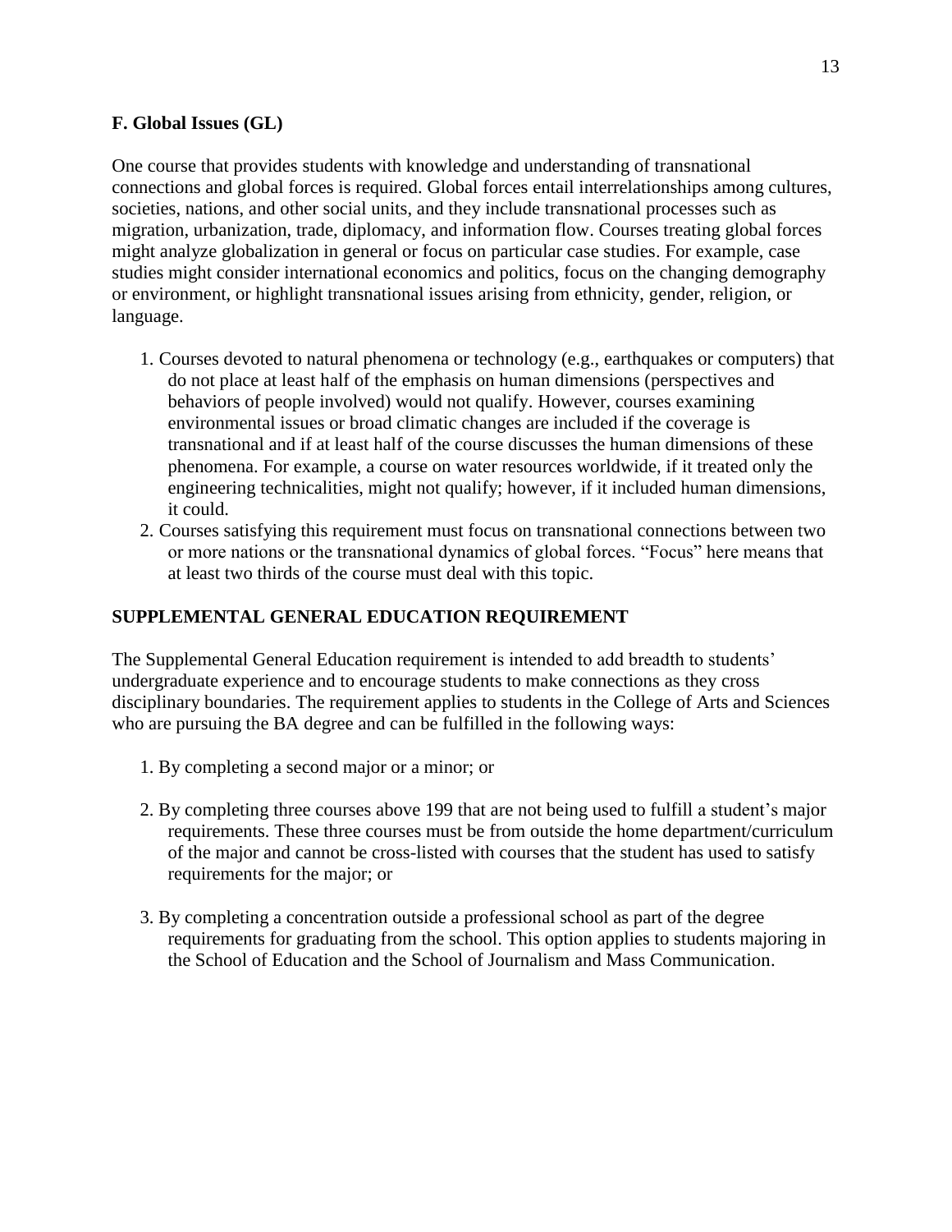### F. Global Issues (GL)

One course that provides students with knowledge and understanding of transnational connections and global forces is required. Global forces entail interrelationships among cultures, societies, nations, and other social units, and they include transnational processes such as migration, urbanization, trade, diplomacy, and information flow. Courses treating global forces might analyze globalization in general or focus on particular case studies. For example, case studies might consider international economics and politics, focus on the changing demography or environment, or highlight transnational issues arising from ethnicity, gender, religion, or language.

1. Courses devoted to natural phenomena or technology (e.g., earthquakes or computers) that do not place at least half of the emphasis on human dimensions (perspectives and behaviors of people involved) would not qualify. However, courses examining environmental issues or broad climatic changes are included if the coverage is transnational and if at least half of the course discusses the human dimensions of these phenomena. For example, a course on water resources worldwide, if it treated only the engineering technicalities, might not qualify; however, if it included human dimensions, it could.
2. Courses satisfying this requirement must focus on transnational connections between two or more nations or the transnational dynamics of global forces. "Focus" here means that at least two thirds of the course must deal with this topic.

## SUPPLEMENTAL GENERAL EDUCATION REQUIREMENT

The Supplemental General Education requirement is intended to add breadth to students' undergraduate experience and to encourage students to make connections as they cross disciplinary boundaries. The requirement applies to students in the College of Arts and Sciences who are pursuing the BA degree and can be fulfilled in the following ways:

1. By completing a second major or a minor; or

2. By completing three courses above 199 that are not being used to fulfill a student's major requirements. These three courses must be from outside the home department/curriculum of the major and cannot be cross-listed with courses that the student has used to satisfy requirements for the major; or

3. By completing a concentration outside a professional school as part of the degree requirements for graduating from the school. This option applies to students majoring in the School of Education and the School of Journalism and Mass Communication.